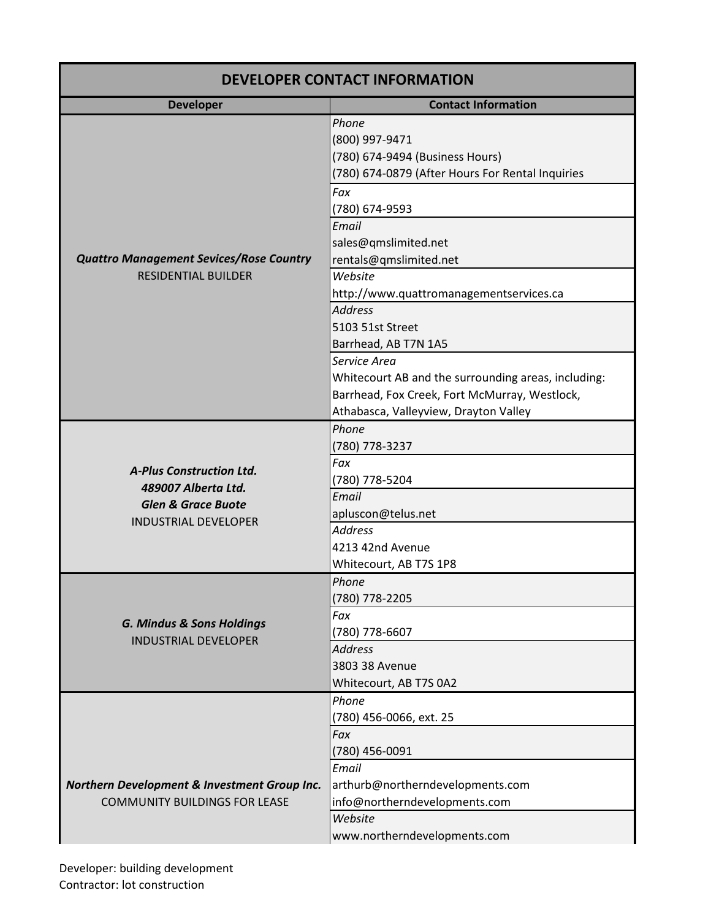| DEVELOPER CONTACT INFORMATION | |
|---|---|
| **Developer** | **Contact Information** |
| ***Quattro Management Sevices/Rose Country***<br>RESIDENTIAL BUILDER | *Phone*<br>(800) 997-9471<br>(780) 674-9494 (Business Hours)<br>(780) 674-0879 (After Hours For Rental Inquiries |
| | *Fax*<br>(780) 674-9593 |
| | *Email*<br>sales@qmslimited.net<br>rentals@qmslimited.net |
| | *Website*<br>http://www.quattromanagementservices.ca |
| | *Address*<br>5103 51st Street<br>Barrhead, AB T7N 1A5 |
| | *Service Area*<br>Whitecourt AB and the surrounding areas, including:<br>Barrhead, Fox Creek, Fort McMurray, Westlock,<br>Athabasca, Valleyview, Drayton Valley |
| ***A-Plus Construction Ltd.***<br>***489007 Alberta Ltd.***<br>***Glen & Grace Buote***<br>INDUSTRIAL DEVELOPER | *Phone*<br>(780) 778-3237 |
| | *Fax*<br>(780) 778-5204 |
| | *Email*<br>apluscon@telus.net |
| | *Address*<br>4213 42nd Avenue<br>Whitecourt, AB T7S 1P8 |
| ***G. Mindus & Sons Holdings***<br>INDUSTRIAL DEVELOPER | *Phone*<br>(780) 778-2205 |
| | *Fax*<br>(780) 778-6607 |
| | *Address*<br>3803 38 Avenue<br>Whitecourt, AB T7S 0A2 |
| ***Northern Development & Investment Group Inc.***<br>COMMUNITY BUILDINGS FOR LEASE | *Phone*<br>(780) 456-0066, ext. 25 |
| | *Fax*<br>(780) 456-0091 |
| | *Email*<br>arthurb@northerndevelopments.com<br>info@northerndevelopments.com |
| | *Website*<br>www.northerndevelopments.com |

Developer: building development
Contractor: lot construction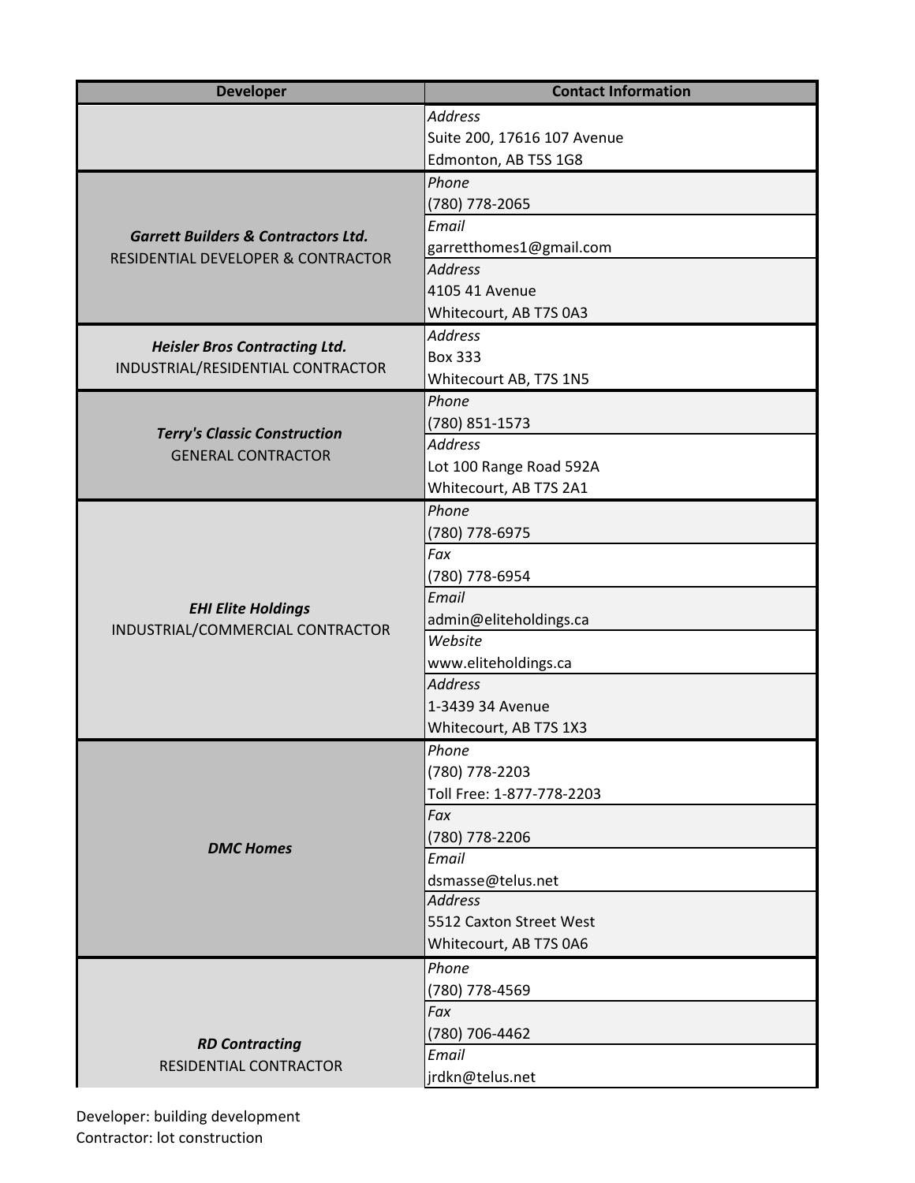| Developer | Contact Information |
| --- | --- |
| | *Address*<br>Suite 200, 17616 107 Avenue<br>Edmonton, AB T5S 1G8 |
| ***Garrett Builders & Contractors Ltd.***<br>RESIDENTIAL DEVELOPER & CONTRACTOR | *Phone*<br>(780) 778-2065<br>*Email*<br>garretthomes1@gmail.com<br>*Address*<br>4105 41 Avenue<br>Whitecourt, AB T7S 0A3 |
| ***Heisler Bros Contracting Ltd.***<br>INDUSTRIAL/RESIDENTIAL CONTRACTOR | *Address*<br>Box 333<br>Whitecourt AB, T7S 1N5 |
| ***Terry's Classic Construction***<br>GENERAL CONTRACTOR | *Phone*<br>(780) 851-1573<br>*Address*<br>Lot 100 Range Road 592A<br>Whitecourt, AB T7S 2A1 |
| ***EHI Elite Holdings***<br>INDUSTRIAL/COMMERCIAL CONTRACTOR | *Phone*<br>(780) 778-6975<br>*Fax*<br>(780) 778-6954<br>*Email*<br>admin@eliteholdings.ca<br>*Website*<br>www.eliteholdings.ca<br>*Address*<br>1-3439 34 Avenue<br>Whitecourt, AB T7S 1X3 |
| ***DMC Homes*** | *Phone*<br>(780) 778-2203<br>Toll Free: 1-877-778-2203<br>*Fax*<br>(780) 778-2206<br>*Email*<br>dsmasse@telus.net<br>*Address*<br>5512 Caxton Street West<br>Whitecourt, AB T7S 0A6 |
| ***RD Contracting***<br>RESIDENTIAL CONTRACTOR | *Phone*<br>(780) 778-4569<br>*Fax*<br>(780) 706-4462<br>*Email*<br>jrdkn@telus.net |

Developer: building development
Contractor: lot construction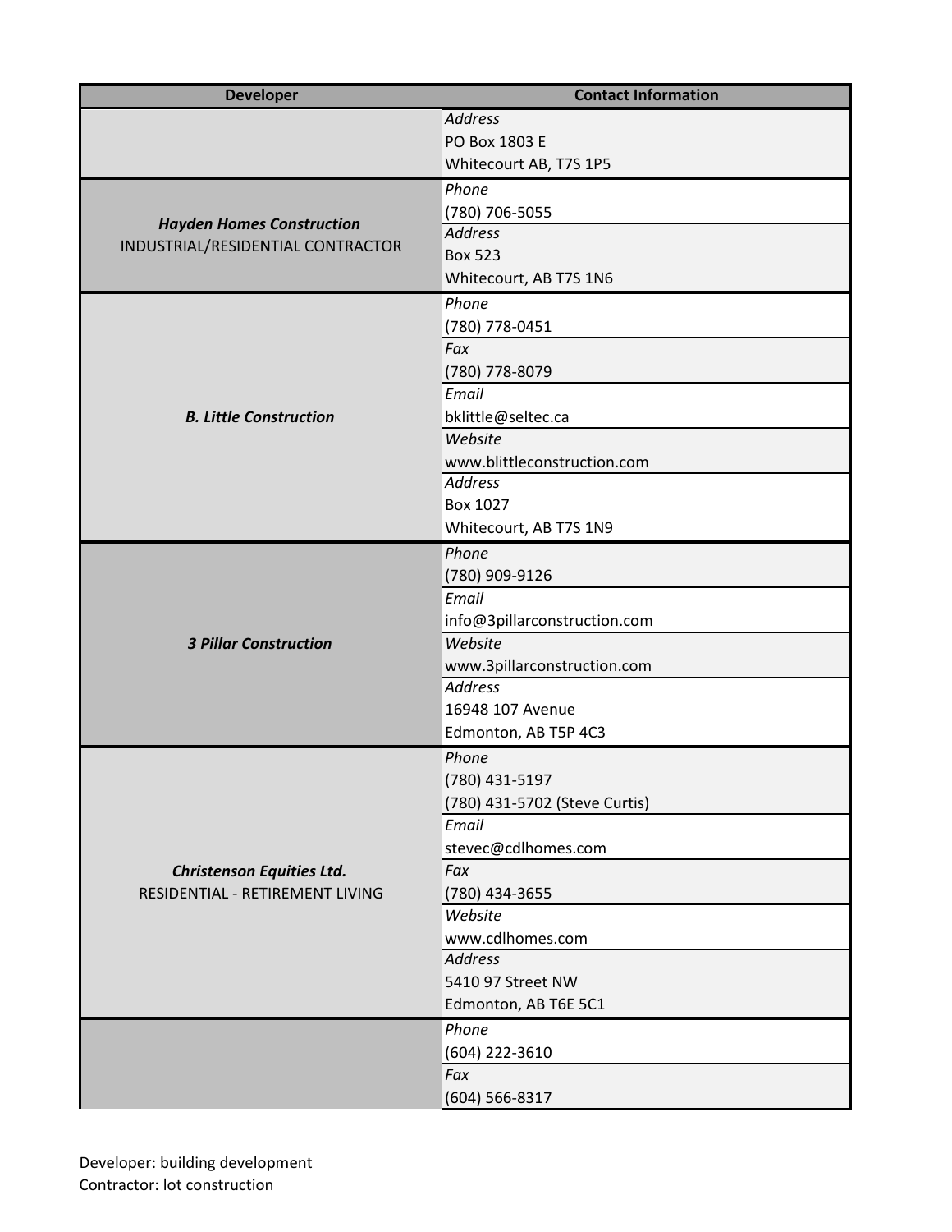| Developer | Contact Information |
|---|---|
| | *Address*<br>PO Box 1803 E<br>Whitecourt AB, T7S 1P5 |
| ***Hayden Homes Construction***<br>INDUSTRIAL/RESIDENTIAL CONTRACTOR | *Phone*<br>(780) 706-5055<br>*Address*<br>Box 523<br>Whitecourt, AB T7S 1N6 |
| ***B. Little Construction*** | *Phone*<br>(780) 778-0451<br>*Fax*<br>(780) 778-8079<br>*Email*<br>bklittle@seltec.ca<br>*Website*<br>www.blittleconstruction.com<br>*Address*<br>Box 1027<br>Whitecourt, AB T7S 1N9 |
| ***3 Pillar Construction*** | *Phone*<br>(780) 909-9126<br>*Email*<br>info@3pillarconstruction.com<br>*Website*<br>www.3pillarconstruction.com<br>*Address*<br>16948 107 Avenue<br>Edmonton, AB T5P 4C3 |
| ***Christenson Equities Ltd.***<br>RESIDENTIAL - RETIREMENT LIVING | *Phone*<br>(780) 431-5197<br>(780) 431-5702 (Steve Curtis)<br>*Email*<br>stevec@cdlhomes.com<br>*Fax*<br>(780) 434-3655<br>*Website*<br>www.cdlhomes.com<br>*Address*<br>5410 97 Street NW<br>Edmonton, AB T6E 5C1 |
| | *Phone*<br>(604) 222-3610<br>*Fax*<br>(604) 566-8317 |

Developer: building development
Contractor: lot construction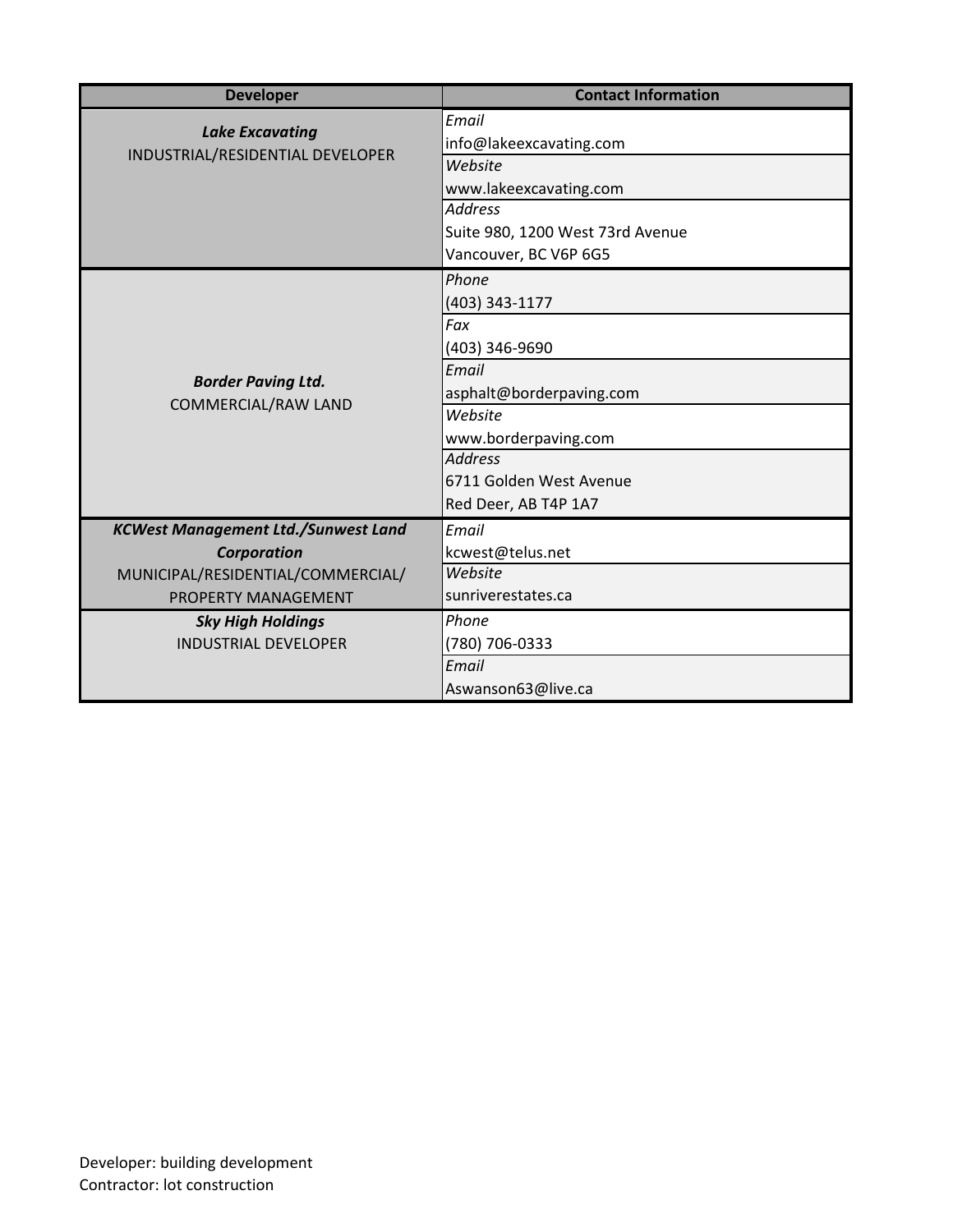| Developer | Contact Information |
|---|---|
| ***Lake Excavating***<br>INDUSTRIAL/RESIDENTIAL DEVELOPER | *Email*<br>info@lakeexcavating.com<br>*Website*<br>www.lakeexcavating.com<br>*Address*<br>Suite 980, 1200 West 73rd Avenue<br>Vancouver, BC V6P 6G5 |
| ***Border Paving Ltd.***<br>COMMERCIAL/RAW LAND | *Phone*<br>(403) 343-1177<br>*Fax*<br>(403) 346-9690<br>*Email*<br>asphalt@borderpaving.com<br>*Website*<br>www.borderpaving.com<br>*Address*<br>6711 Golden West Avenue<br>Red Deer, AB T4P 1A7 |
| ***KCWest Management Ltd./Sunwest Land Corporation***<br>MUNICIPAL/RESIDENTIAL/COMMERCIAL/ PROPERTY MANAGEMENT | *Email*<br>kcwest@telus.net<br>*Website*<br>sunriverestates.ca |
| ***Sky High Holdings***<br>INDUSTRIAL DEVELOPER | *Phone*<br>(780) 706-0333<br>*Email*<br>Aswanson63@live.ca |

Developer: building development
Contractor: lot construction